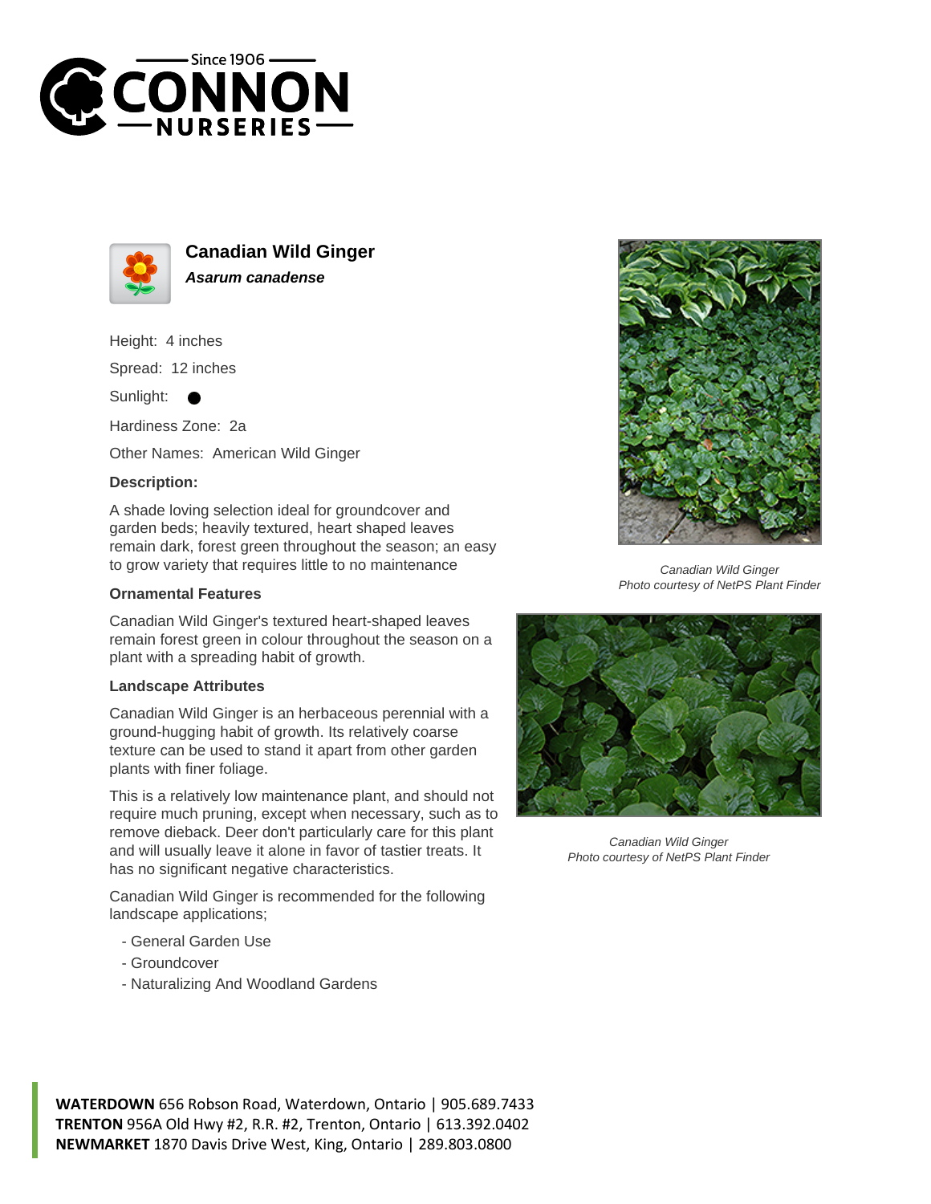# Canadian Wild Ginger

***Asarum canadense***

Height: 4 inches

Spread: 12 inches

Sunlight: ●

Hardiness Zone: 2a

Other Names: American Wild Ginger

**Description:**

A shade loving selection ideal for groundcover and garden beds; heavily textured, heart shaped leaves remain dark, forest green throughout the season; an easy to grow variety that requires little to no maintenance

### Ornamental Features

Canadian Wild Ginger's textured heart-shaped leaves remain forest green in colour throughout the season on a plant with a spreading habit of growth.

### Landscape Attributes

Canadian Wild Ginger is an herbaceous perennial with a ground-hugging habit of growth. Its relatively coarse texture can be used to stand it apart from other garden plants with finer foliage.

This is a relatively low maintenance plant, and should not require much pruning, except when necessary, such as to remove dieback. Deer don't particularly care for this plant and will usually leave it alone in favor of tastier treats. It has no significant negative characteristics.

Canadian Wild Ginger is recommended for the following landscape applications;

- General Garden Use
- Groundcover
- Naturalizing And Woodland Gardens

*Canadian Wild Ginger*
*Photo courtesy of NetPS Plant Finder*

*Canadian Wild Ginger*
*Photo courtesy of NetPS Plant Finder*

**WATERDOWN** 656 Robson Road, Waterdown, Ontario | 905.689.7433
**TRENTON** 956A Old Hwy #2, R.R. #2, Trenton, Ontario | 613.392.0402
**NEWMARKET** 1870 Davis Drive West, King, Ontario | 289.803.0800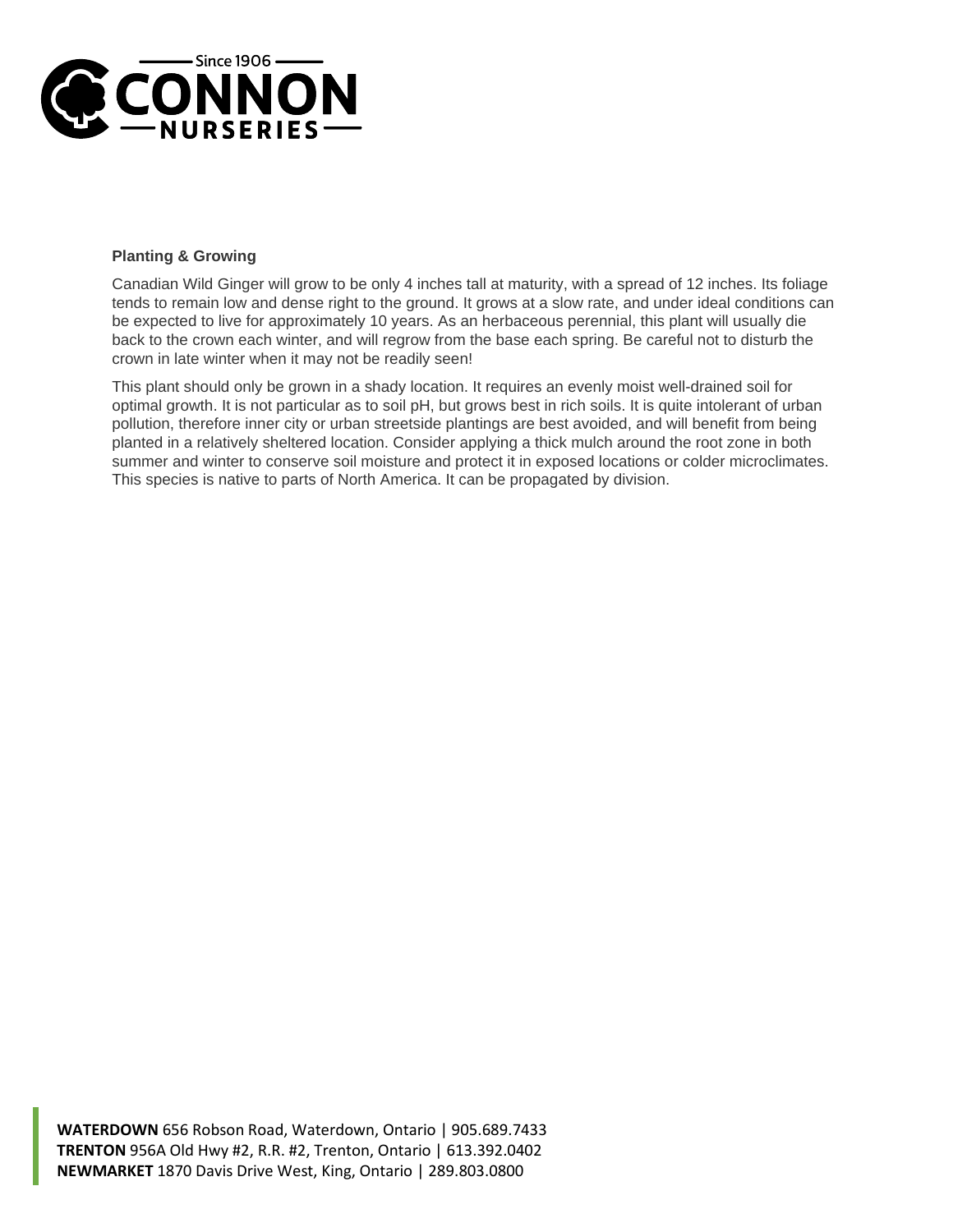### Planting & Growing

Canadian Wild Ginger will grow to be only 4 inches tall at maturity, with a spread of 12 inches. Its foliage tends to remain low and dense right to the ground. It grows at a slow rate, and under ideal conditions can be expected to live for approximately 10 years. As an herbaceous perennial, this plant will usually die back to the crown each winter, and will regrow from the base each spring. Be careful not to disturb the crown in late winter when it may not be readily seen!

This plant should only be grown in a shady location. It requires an evenly moist well-drained soil for optimal growth. It is not particular as to soil pH, but grows best in rich soils. It is quite intolerant of urban pollution, therefore inner city or urban streetside plantings are best avoided, and will benefit from being planted in a relatively sheltered location. Consider applying a thick mulch around the root zone in both summer and winter to conserve soil moisture and protect it in exposed locations or colder microclimates. This species is native to parts of North America. It can be propagated by division.